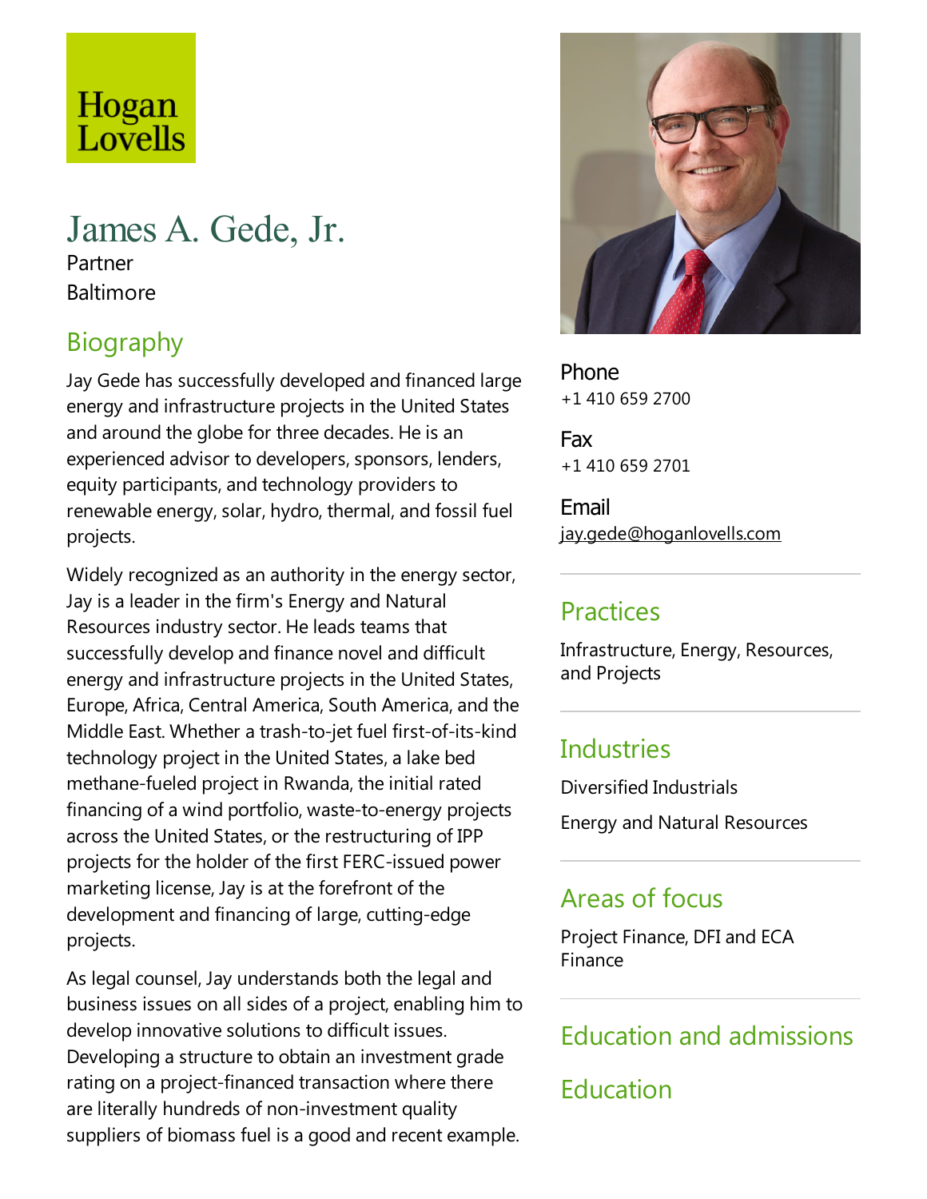Hogan Lovells

# James A. Gede, Jr.

Partner

Baltimore

## Biography

Jay Gede has successfully developed and financed large energy and infrastructure projects in the United States and around the globe for three decades. He is an experienced advisor to developers, sponsors, lenders, equity participants, and technology providers to renewable energy, solar, hydro, thermal, and fossil fuel projects.

Widely recognized as an authority in the energy sector, Jay is a leader in the firm's Energy and Natural Resources industry sector. He leads teams that successfully develop and finance novel and difficult energy and infrastructure projects in the United States, Europe, Africa, Central America, South America, and the Middle East. Whether a trash-to-jet fuel first-of-its-kind technology project in the United States, a lake bed methane-fueled project in Rwanda, the initial rated financing of a wind portfolio, waste-to-energy projects across the United States, or the restructuring of IPP projects for the holder of the first FERC-issued power marketing license, Jay is at the forefront of the development and financing of large, cutting-edge projects.

As legal counsel, Jay understands both the legal and business issues on all sides of a project, enabling him to develop innovative solutions to difficult issues. Developing a structure to obtain an investment grade rating on a project-financed transaction where there are literally hundreds of non-investment quality suppliers of biomass fuel is a good and recent example.

Phone
+1 410 659 2700

Fax
+1 410 659 2701

Email
jay.gede@hoganlovells.com

## Practices

Infrastructure, Energy, Resources, and Projects

## Industries

Diversified Industrials

Energy and Natural Resources

## Areas of focus

Project Finance, DFI and ECA Finance

## Education and admissions

## Education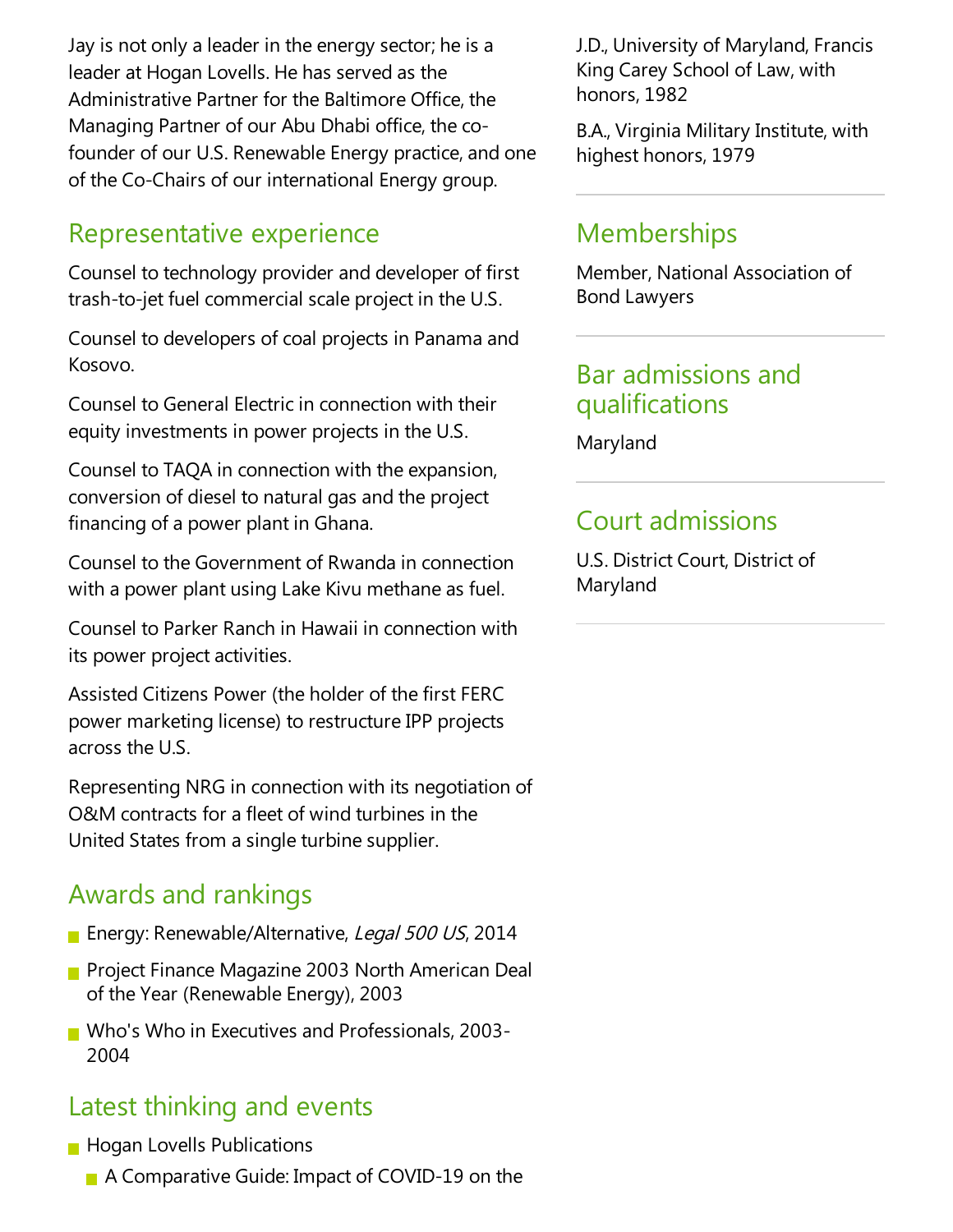Jay is not only a leader in the energy sector; he is a leader at Hogan Lovells. He has served as the Administrative Partner for the Baltimore Office, the Managing Partner of our Abu Dhabi office, the co-founder of our U.S. Renewable Energy practice, and one of the Co-Chairs of our international Energy group.

## Representative experience

Counsel to technology provider and developer of first trash-to-jet fuel commercial scale project in the U.S.

Counsel to developers of coal projects in Panama and Kosovo.

Counsel to General Electric in connection with their equity investments in power projects in the U.S.

Counsel to TAQA in connection with the expansion, conversion of diesel to natural gas and the project financing of a power plant in Ghana.

Counsel to the Government of Rwanda in connection with a power plant using Lake Kivu methane as fuel.

Counsel to Parker Ranch in Hawaii in connection with its power project activities.

Assisted Citizens Power (the holder of the first FERC power marketing license) to restructure IPP projects across the U.S.

Representing NRG in connection with its negotiation of O&M contracts for a fleet of wind turbines in the United States from a single turbine supplier.

## Awards and rankings

- Energy: Renewable/Alternative, *Legal 500 US*, 2014
- Project Finance Magazine 2003 North American Deal of the Year (Renewable Energy), 2003
- Who's Who in Executives and Professionals, 2003-2004

## Latest thinking and events

- Hogan Lovells Publications
  - A Comparative Guide: Impact of COVID-19 on the

J.D., University of Maryland, Francis King Carey School of Law, with honors, 1982

B.A., Virginia Military Institute, with highest honors, 1979

## Memberships

Member, National Association of Bond Lawyers

## Bar admissions and qualifications

Maryland

## Court admissions

U.S. District Court, District of Maryland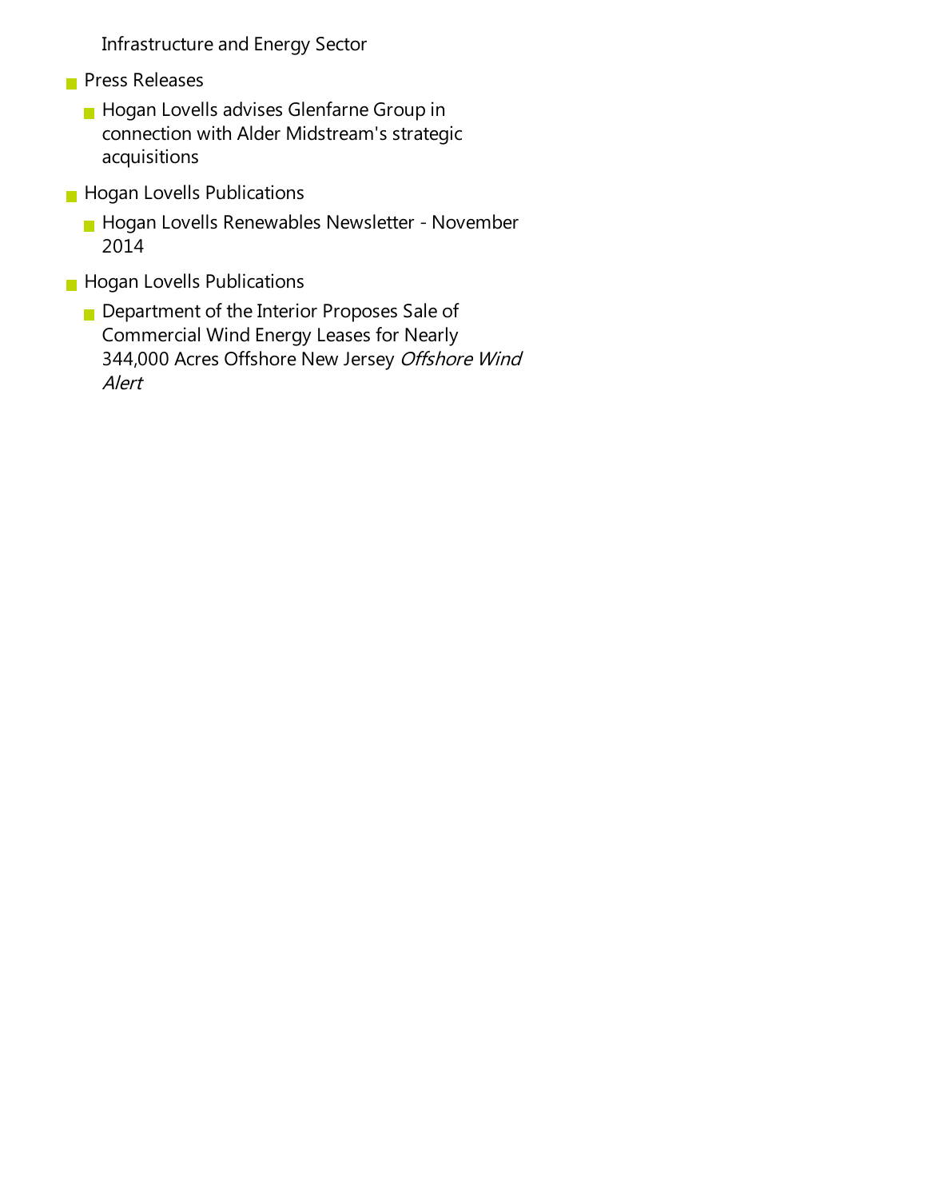Infrastructure and Energy Sector

- Press Releases
  - Hogan Lovells advises Glenfarne Group in connection with Alder Midstream's strategic acquisitions
- Hogan Lovells Publications
  - Hogan Lovells Renewables Newsletter - November 2014
- Hogan Lovells Publications
  - Department of the Interior Proposes Sale of Commercial Wind Energy Leases for Nearly 344,000 Acres Offshore New Jersey *Offshore Wind Alert*